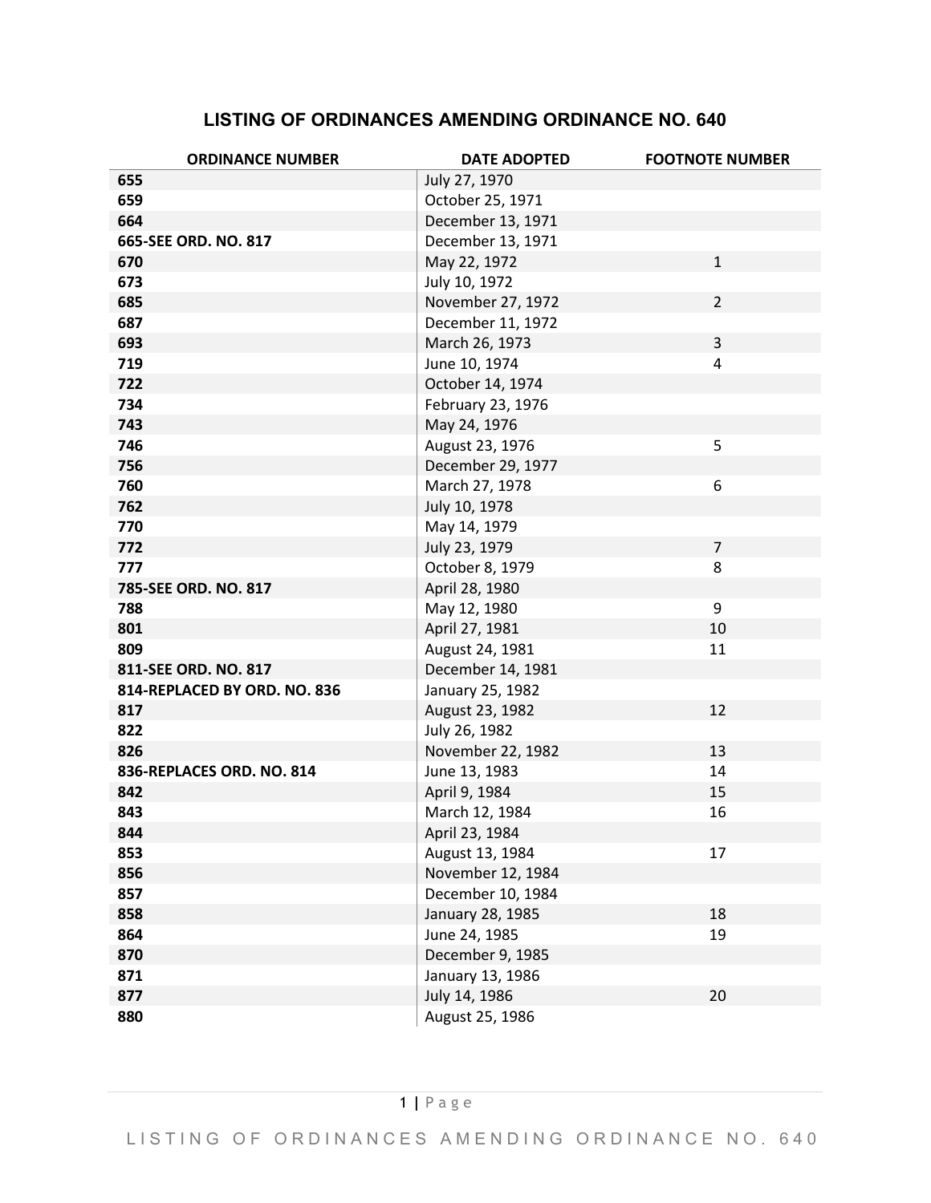# LISTING OF ORDINANCES AMENDING ORDINANCE NO. 640

| ORDINANCE NUMBER | DATE ADOPTED | FOOTNOTE NUMBER |
|---|---|---|
| **655** | July 27, 1970 | |
| **659** | October 25, 1971 | |
| **664** | December 13, 1971 | |
| **665-SEE ORD. NO. 817** | December 13, 1971 | |
| **670** | May 22, 1972 | 1 |
| **673** | July 10, 1972 | |
| **685** | November 27, 1972 | 2 |
| **687** | December 11, 1972 | |
| **693** | March 26, 1973 | 3 |
| **719** | June 10, 1974 | 4 |
| **722** | October 14, 1974 | |
| **734** | February 23, 1976 | |
| **743** | May 24, 1976 | |
| **746** | August 23, 1976 | 5 |
| **756** | December 29, 1977 | |
| **760** | March 27, 1978 | 6 |
| **762** | July 10, 1978 | |
| **770** | May 14, 1979 | |
| **772** | July 23, 1979 | 7 |
| **777** | October 8, 1979 | 8 |
| **785-SEE ORD. NO. 817** | April 28, 1980 | |
| **788** | May 12, 1980 | 9 |
| **801** | April 27, 1981 | 10 |
| **809** | August 24, 1981 | 11 |
| **811-SEE ORD. NO. 817** | December 14, 1981 | |
| **814-REPLACED BY ORD. NO. 836** | January 25, 1982 | |
| **817** | August 23, 1982 | 12 |
| **822** | July 26, 1982 | |
| **826** | November 22, 1982 | 13 |
| **836-REPLACES ORD. NO. 814** | June 13, 1983 | 14 |
| **842** | April 9, 1984 | 15 |
| **843** | March 12, 1984 | 16 |
| **844** | April 23, 1984 | |
| **853** | August 13, 1984 | 17 |
| **856** | November 12, 1984 | |
| **857** | December 10, 1984 | |
| **858** | January 28, 1985 | 18 |
| **864** | June 24, 1985 | 19 |
| **870** | December 9, 1985 | |
| **871** | January 13, 1986 | |
| **877** | July 14, 1986 | 20 |
| **880** | August 25, 1986 | |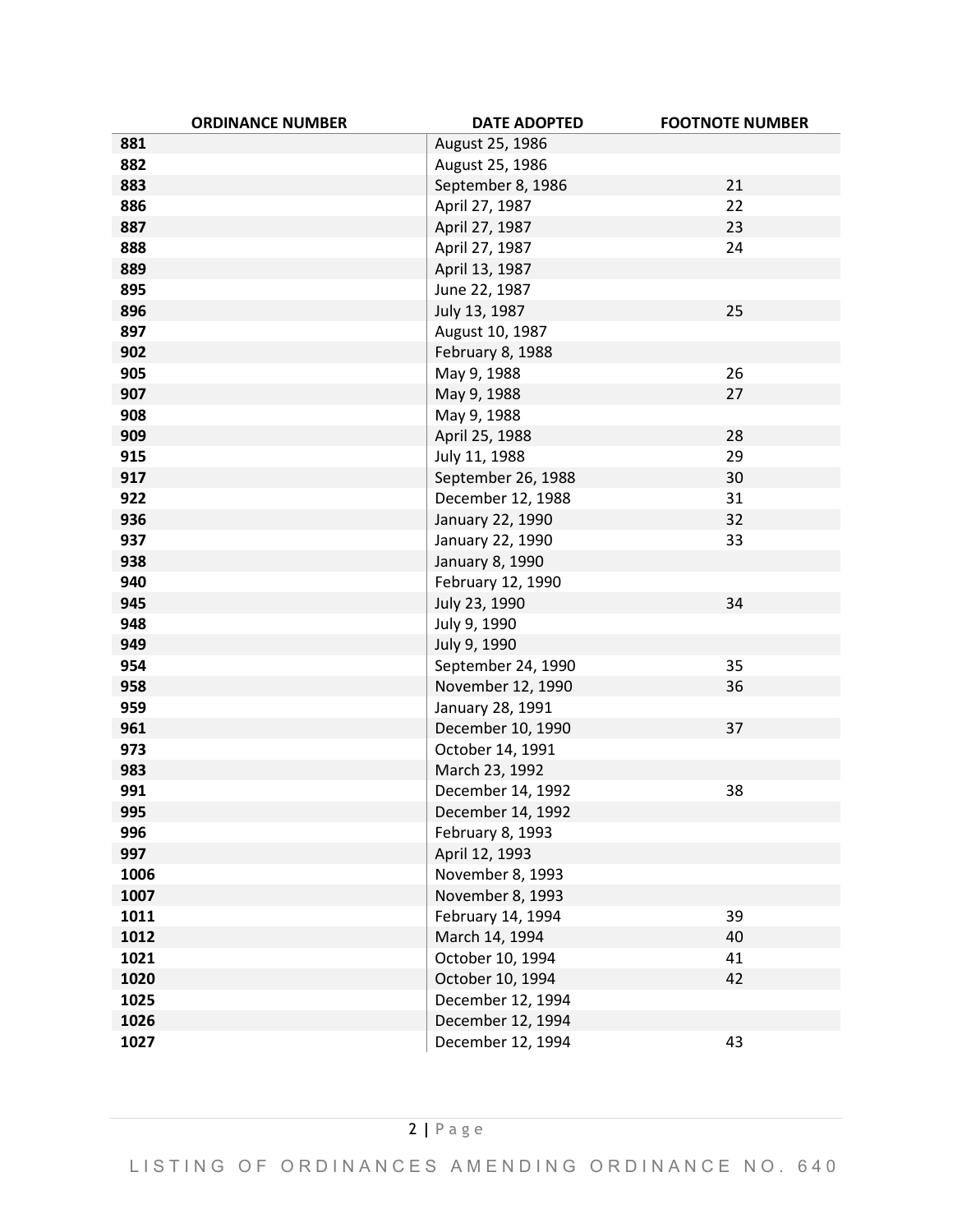| ORDINANCE NUMBER | DATE ADOPTED | FOOTNOTE NUMBER |
|---|---|---|
| **881** | August 25, 1986 | |
| **882** | August 25, 1986 | |
| **883** | September 8, 1986 | 21 |
| **886** | April 27, 1987 | 22 |
| **887** | April 27, 1987 | 23 |
| **888** | April 27, 1987 | 24 |
| **889** | April 13, 1987 | |
| **895** | June 22, 1987 | |
| **896** | July 13, 1987 | 25 |
| **897** | August 10, 1987 | |
| **902** | February 8, 1988 | |
| **905** | May 9, 1988 | 26 |
| **907** | May 9, 1988 | 27 |
| **908** | May 9, 1988 | |
| **909** | April 25, 1988 | 28 |
| **915** | July 11, 1988 | 29 |
| **917** | September 26, 1988 | 30 |
| **922** | December 12, 1988 | 31 |
| **936** | January 22, 1990 | 32 |
| **937** | January 22, 1990 | 33 |
| **938** | January 8, 1990 | |
| **940** | February 12, 1990 | |
| **945** | July 23, 1990 | 34 |
| **948** | July 9, 1990 | |
| **949** | July 9, 1990 | |
| **954** | September 24, 1990 | 35 |
| **958** | November 12, 1990 | 36 |
| **959** | January 28, 1991 | |
| **961** | December 10, 1990 | 37 |
| **973** | October 14, 1991 | |
| **983** | March 23, 1992 | |
| **991** | December 14, 1992 | 38 |
| **995** | December 14, 1992 | |
| **996** | February 8, 1993 | |
| **997** | April 12, 1993 | |
| **1006** | November 8, 1993 | |
| **1007** | November 8, 1993 | |
| **1011** | February 14, 1994 | 39 |
| **1012** | March 14, 1994 | 40 |
| **1021** | October 10, 1994 | 41 |
| **1020** | October 10, 1994 | 42 |
| **1025** | December 12, 1994 | |
| **1026** | December 12, 1994 | |
| **1027** | December 12, 1994 | 43 |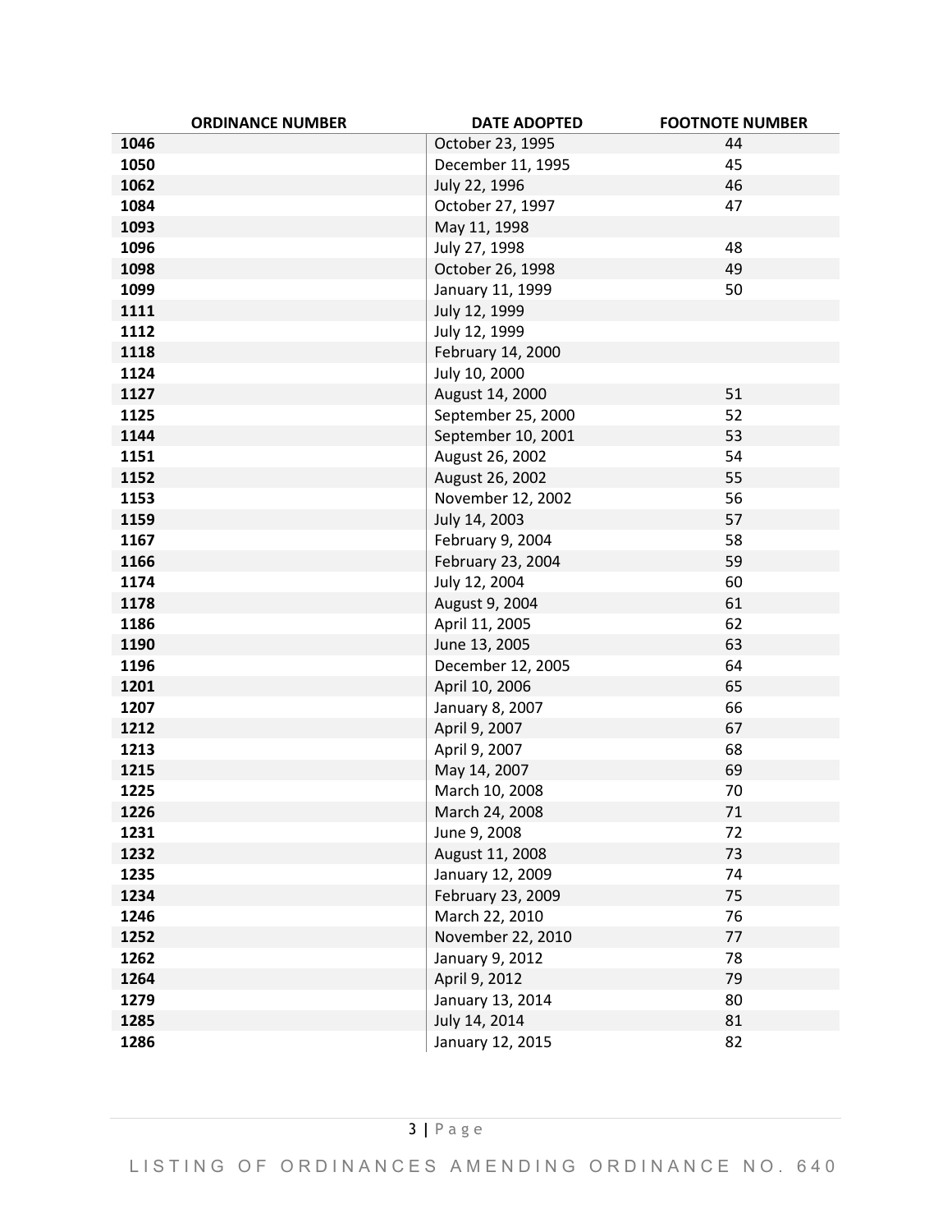| ORDINANCE NUMBER | DATE ADOPTED | FOOTNOTE NUMBER |
|---|---|---|
| 1046 | October 23, 1995 | 44 |
| 1050 | December 11, 1995 | 45 |
| 1062 | July 22, 1996 | 46 |
| 1084 | October 27, 1997 | 47 |
| 1093 | May 11, 1998 | |
| 1096 | July 27, 1998 | 48 |
| 1098 | October 26, 1998 | 49 |
| 1099 | January 11, 1999 | 50 |
| 1111 | July 12, 1999 | |
| 1112 | July 12, 1999 | |
| 1118 | February 14, 2000 | |
| 1124 | July 10, 2000 | |
| 1127 | August 14, 2000 | 51 |
| 1125 | September 25, 2000 | 52 |
| 1144 | September 10, 2001 | 53 |
| 1151 | August 26, 2002 | 54 |
| 1152 | August 26, 2002 | 55 |
| 1153 | November 12, 2002 | 56 |
| 1159 | July 14, 2003 | 57 |
| 1167 | February 9, 2004 | 58 |
| 1166 | February 23, 2004 | 59 |
| 1174 | July 12, 2004 | 60 |
| 1178 | August 9, 2004 | 61 |
| 1186 | April 11, 2005 | 62 |
| 1190 | June 13, 2005 | 63 |
| 1196 | December 12, 2005 | 64 |
| 1201 | April 10, 2006 | 65 |
| 1207 | January 8, 2007 | 66 |
| 1212 | April 9, 2007 | 67 |
| 1213 | April 9, 2007 | 68 |
| 1215 | May 14, 2007 | 69 |
| 1225 | March 10, 2008 | 70 |
| 1226 | March 24, 2008 | 71 |
| 1231 | June 9, 2008 | 72 |
| 1232 | August 11, 2008 | 73 |
| 1235 | January 12, 2009 | 74 |
| 1234 | February 23, 2009 | 75 |
| 1246 | March 22, 2010 | 76 |
| 1252 | November 22, 2010 | 77 |
| 1262 | January 9, 2012 | 78 |
| 1264 | April 9, 2012 | 79 |
| 1279 | January 13, 2014 | 80 |
| 1285 | July 14, 2014 | 81 |
| 1286 | January 12, 2015 | 82 |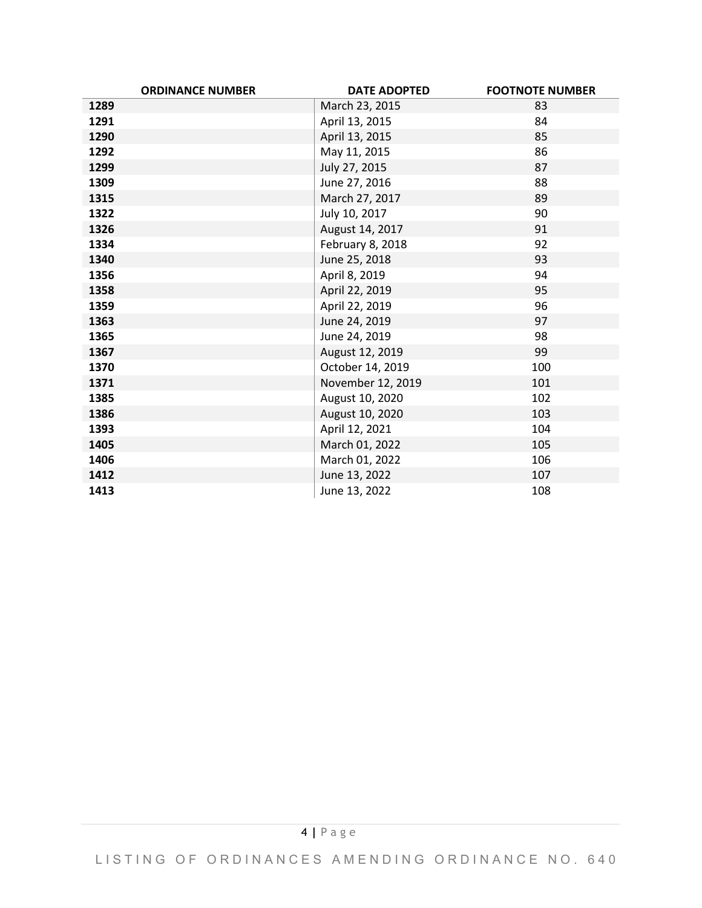| ORDINANCE NUMBER | DATE ADOPTED | FOOTNOTE NUMBER |
|---|---|---|
| **1289** | March 23, 2015 | 83 |
| **1291** | April 13, 2015 | 84 |
| **1290** | April 13, 2015 | 85 |
| **1292** | May 11, 2015 | 86 |
| **1299** | July 27, 2015 | 87 |
| **1309** | June 27, 2016 | 88 |
| **1315** | March 27, 2017 | 89 |
| **1322** | July 10, 2017 | 90 |
| **1326** | August 14, 2017 | 91 |
| **1334** | February 8, 2018 | 92 |
| **1340** | June 25, 2018 | 93 |
| **1356** | April 8, 2019 | 94 |
| **1358** | April 22, 2019 | 95 |
| **1359** | April 22, 2019 | 96 |
| **1363** | June 24, 2019 | 97 |
| **1365** | June 24, 2019 | 98 |
| **1367** | August 12, 2019 | 99 |
| **1370** | October 14, 2019 | 100 |
| **1371** | November 12, 2019 | 101 |
| **1385** | August 10, 2020 | 102 |
| **1386** | August 10, 2020 | 103 |
| **1393** | April 12, 2021 | 104 |
| **1405** | March 01, 2022 | 105 |
| **1406** | March 01, 2022 | 106 |
| **1412** | June 13, 2022 | 107 |
| **1413** | June 13, 2022 | 108 |